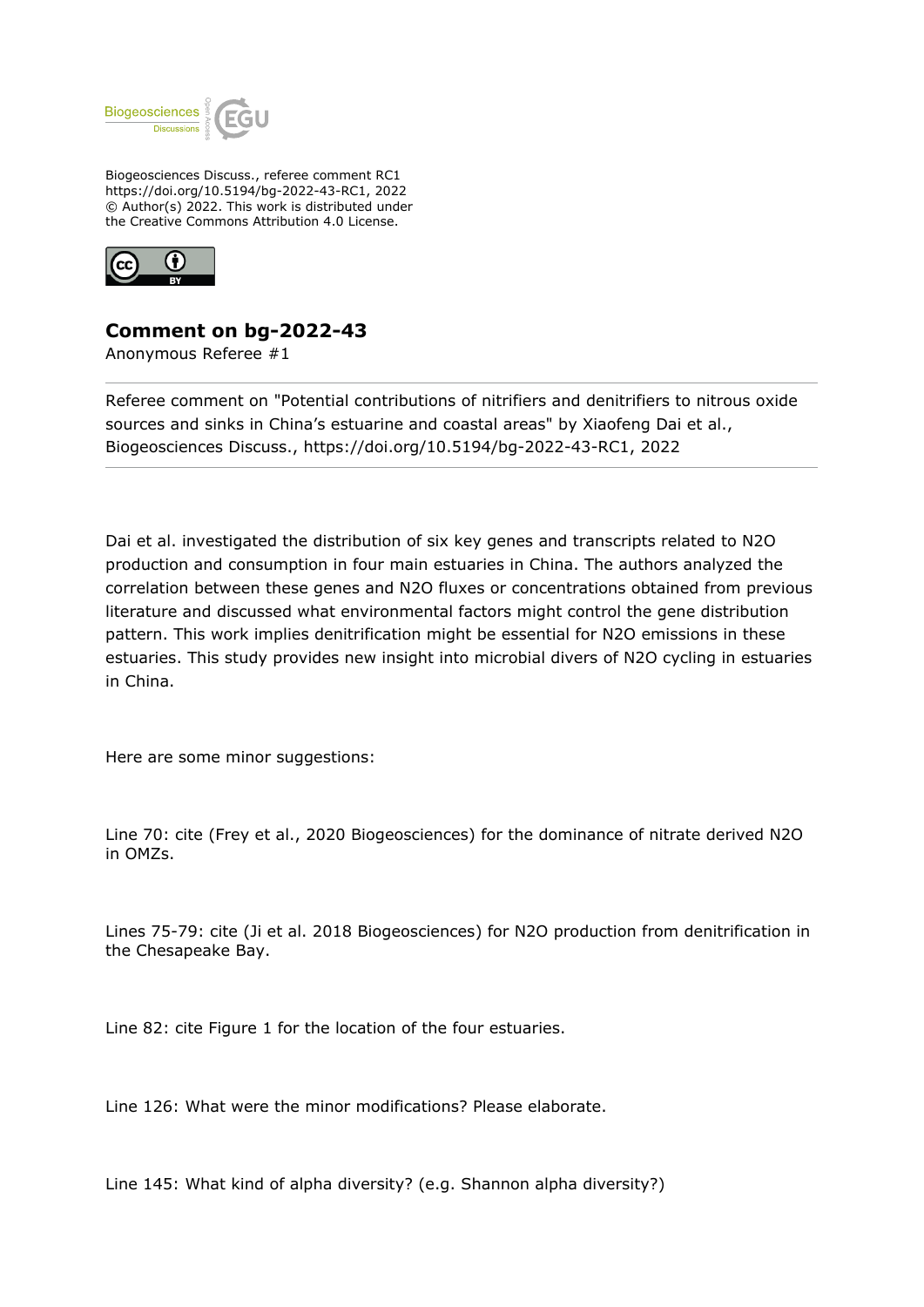Biogeosciences Discuss., referee comment RC1
https://doi.org/10.5194/bg-2022-43-RC1, 2022
© Author(s) 2022. This work is distributed under
the Creative Commons Attribution 4.0 License.

# Comment on bg-2022-43

Anonymous Referee #1

---

Referee comment on "Potential contributions of nitrifiers and denitrifiers to nitrous oxide sources and sinks in China's estuarine and coastal areas" by Xiaofeng Dai et al., Biogeosciences Discuss., https://doi.org/10.5194/bg-2022-43-RC1, 2022

---

Dai et al. investigated the distribution of six key genes and transcripts related to $N_2O$ production and consumption in four main estuaries in China. The authors analyzed the correlation between these genes and $N_2O$ fluxes or concentrations obtained from previous literature and discussed what environmental factors might control the gene distribution pattern. This work implies denitrification might be essential for $N_2O$ emissions in these estuaries. This study provides new insight into microbial divers of $N_2O$ cycling in estuaries in China.

Here are some minor suggestions:

Line 70: cite (Frey et al., 2020 Biogeosciences) for the dominance of nitrate derived $N_2O$ in OMZs.

Lines 75-79: cite (Ji et al. 2018 Biogeosciences) for $N_2O$ production from denitrification in the Chesapeake Bay.

Line 82: cite Figure 1 for the location of the four estuaries.

Line 126: What were the minor modifications? Please elaborate.

Line 145: What kind of alpha diversity? (e.g. Shannon alpha diversity?)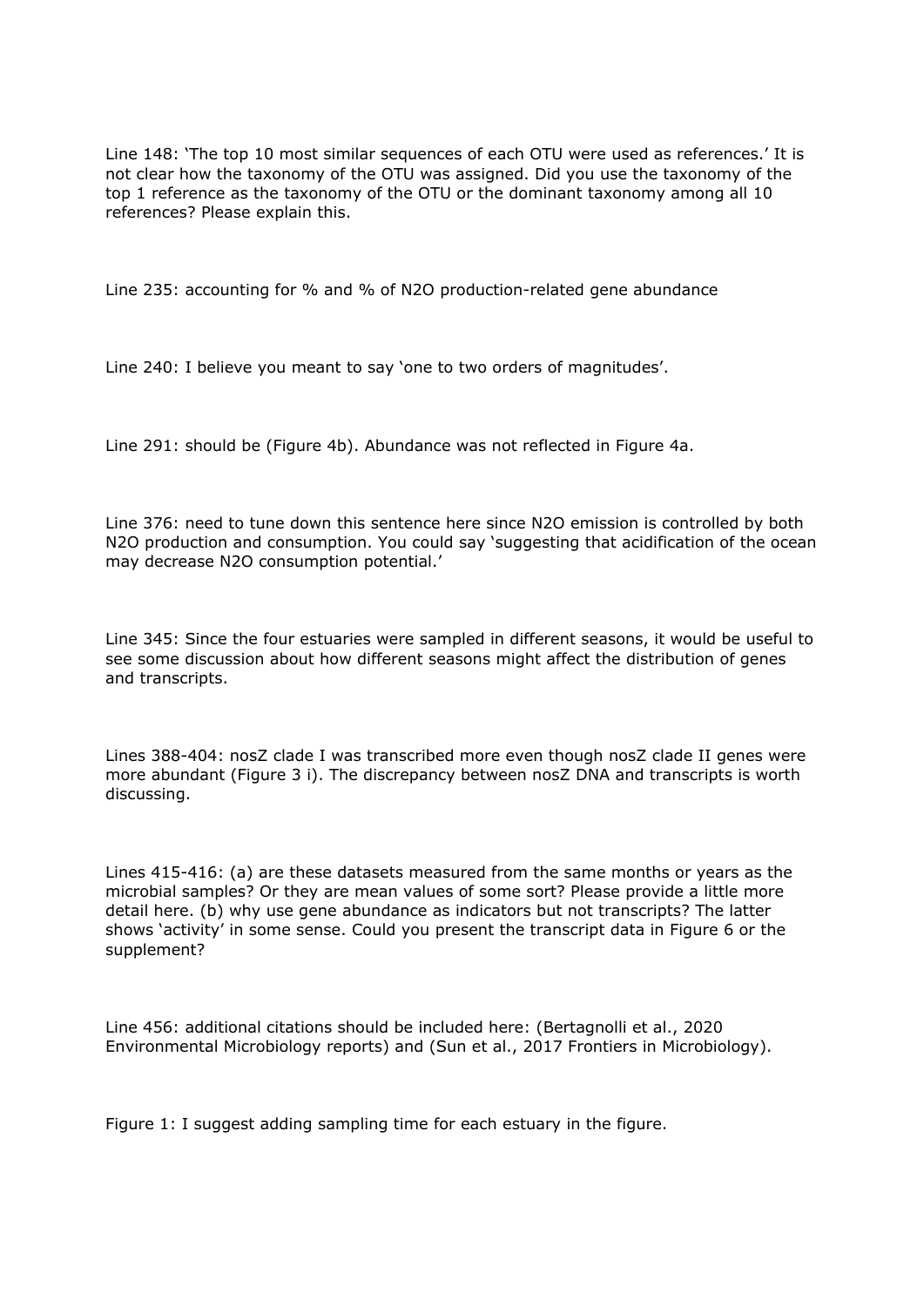Line 148: 'The top 10 most similar sequences of each OTU were used as references.' It is not clear how the taxonomy of the OTU was assigned. Did you use the taxonomy of the top 1 reference as the taxonomy of the OTU or the dominant taxonomy among all 10 references? Please explain this.

Line 235: accounting for % and % of $N_2O$ production-related gene abundance

Line 240: I believe you meant to say 'one to two orders of magnitudes'.

Line 291: should be (Figure 4b). Abundance was not reflected in Figure 4a.

Line 376: need to tune down this sentence here since $N_2O$ emission is controlled by both $N_2O$ production and consumption. You could say 'suggesting that acidification of the ocean may decrease $N_2O$ consumption potential.'

Line 345: Since the four estuaries were sampled in different seasons, it would be useful to see some discussion about how different seasons might affect the distribution of genes and transcripts.

Lines 388-404: nosZ clade I was transcribed more even though nosZ clade II genes were more abundant (Figure 3 i). The discrepancy between nosZ DNA and transcripts is worth discussing.

Lines 415-416: (a) are these datasets measured from the same months or years as the microbial samples? Or they are mean values of some sort? Please provide a little more detail here. (b) why use gene abundance as indicators but not transcripts? The latter shows 'activity' in some sense. Could you present the transcript data in Figure 6 or the supplement?

Line 456: additional citations should be included here: (Bertagnolli et al., 2020 Environmental Microbiology reports) and (Sun et al., 2017 Frontiers in Microbiology).

Figure 1: I suggest adding sampling time for each estuary in the figure.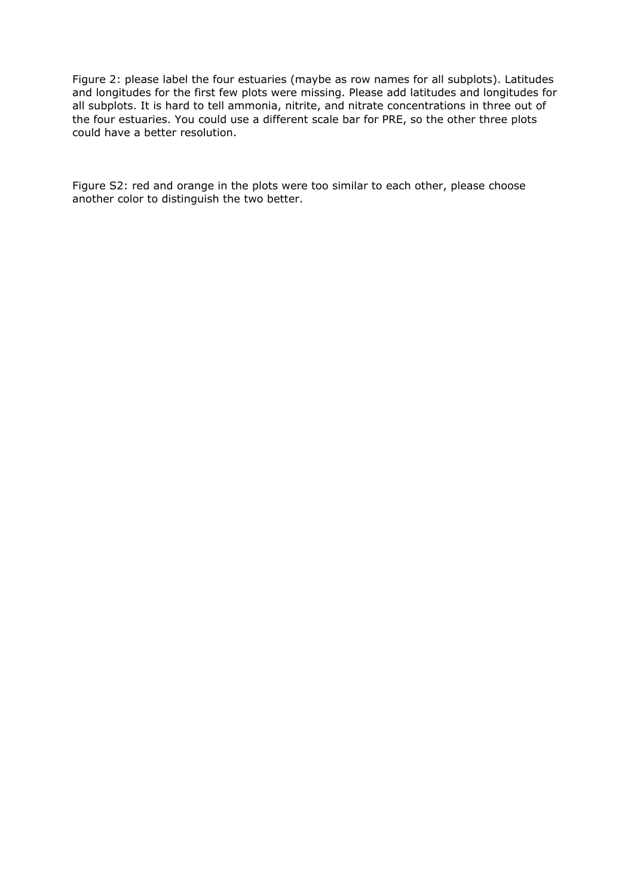Figure 2: please label the four estuaries (maybe as row names for all subplots). Latitudes and longitudes for the first few plots were missing. Please add latitudes and longitudes for all subplots. It is hard to tell ammonia, nitrite, and nitrate concentrations in three out of the four estuaries. You could use a different scale bar for PRE, so the other three plots could have a better resolution.

Figure S2: red and orange in the plots were too similar to each other, please choose another color to distinguish the two better.